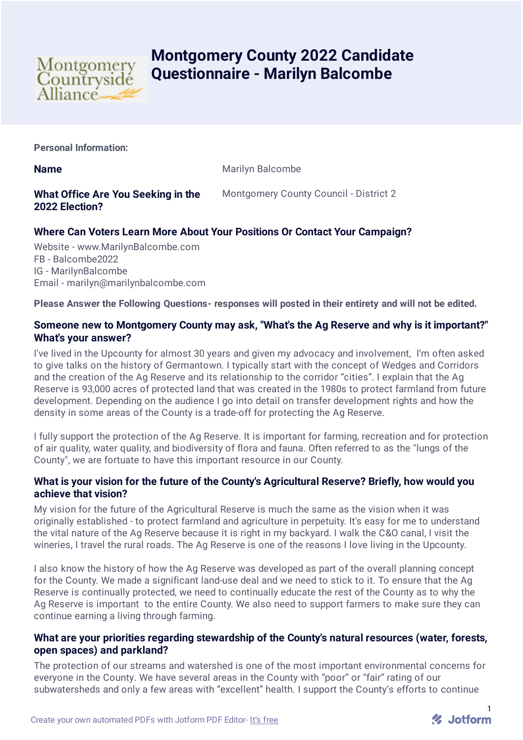# Montgomery County 2022 Candidate Questionnaire - Marilyn Balcombe

**Personal Information:**

**Name**

Marilyn Balcombe

**What Office Are You Seeking in the 2022 Election?**

Montgomery County Council - District 2

**Where Can Voters Learn More About Your Positions Or Contact Your Campaign?**

Website - www.MarilynBalcombe.com
FB - Balcombe2022
IG - MarilynBalcombe
Email - marilyn@marilynbalcombe.com

**Please Answer the Following Questions- responses will posted in their entirety and will not be edited.**

**Someone new to Montgomery County may ask, "What's the Ag Reserve and why is it important?" What's your answer?**

I've lived in the Upcounty for almost 30 years and given my advocacy and involvement, I'm often asked to give talks on the history of Germantown. I typically start with the concept of Wedges and Corridors and the creation of the Ag Reserve and its relationship to the corridor "cities". I explain that the Ag Reserve is 93,000 acres of protected land that was created in the 1980s to protect farmland from future development. Depending on the audience I go into detail on transfer development rights and how the density in some areas of the County is a trade-off for protecting the Ag Reserve.

I fully support the protection of the Ag Reserve. It is important for farming, recreation and for protection of air quality, water quality, and biodiversity of flora and fauna. Often referred to as the "lungs of the County", we are fortuate to have this important resource in our County.

**What is your vision for the future of the County's Agricultural Reserve? Briefly, how would you achieve that vision?**

My vision for the future of the Agricultural Reserve is much the same as the vision when it was originally established - to protect farmland and agriculture in perpetuity. It's easy for me to understand the vital nature of the Ag Reserve because it is right in my backyard. I walk the C&O canal, I visit the wineries, I travel the rural roads. The Ag Reserve is one of the reasons I love living in the Upcounty.

I also know the history of how the Ag Reserve was developed as part of the overall planning concept for the County. We made a significant land-use deal and we need to stick to it. To ensure that the Ag Reserve is continually protected, we need to continually educate the rest of the County as to why the Ag Reserve is important to the entire County. We also need to support farmers to make sure they can continue earning a living through farming.

**What are your priorities regarding stewardship of the County's natural resources (water, forests, open spaces) and parkland?**

The protection of our streams and watershed is one of the most important environmental concerns for everyone in the County. We have several areas in the County with "poor" or "fair" rating of our subwatersheds and only a few areas with "excellent" health. I support the County's efforts to continue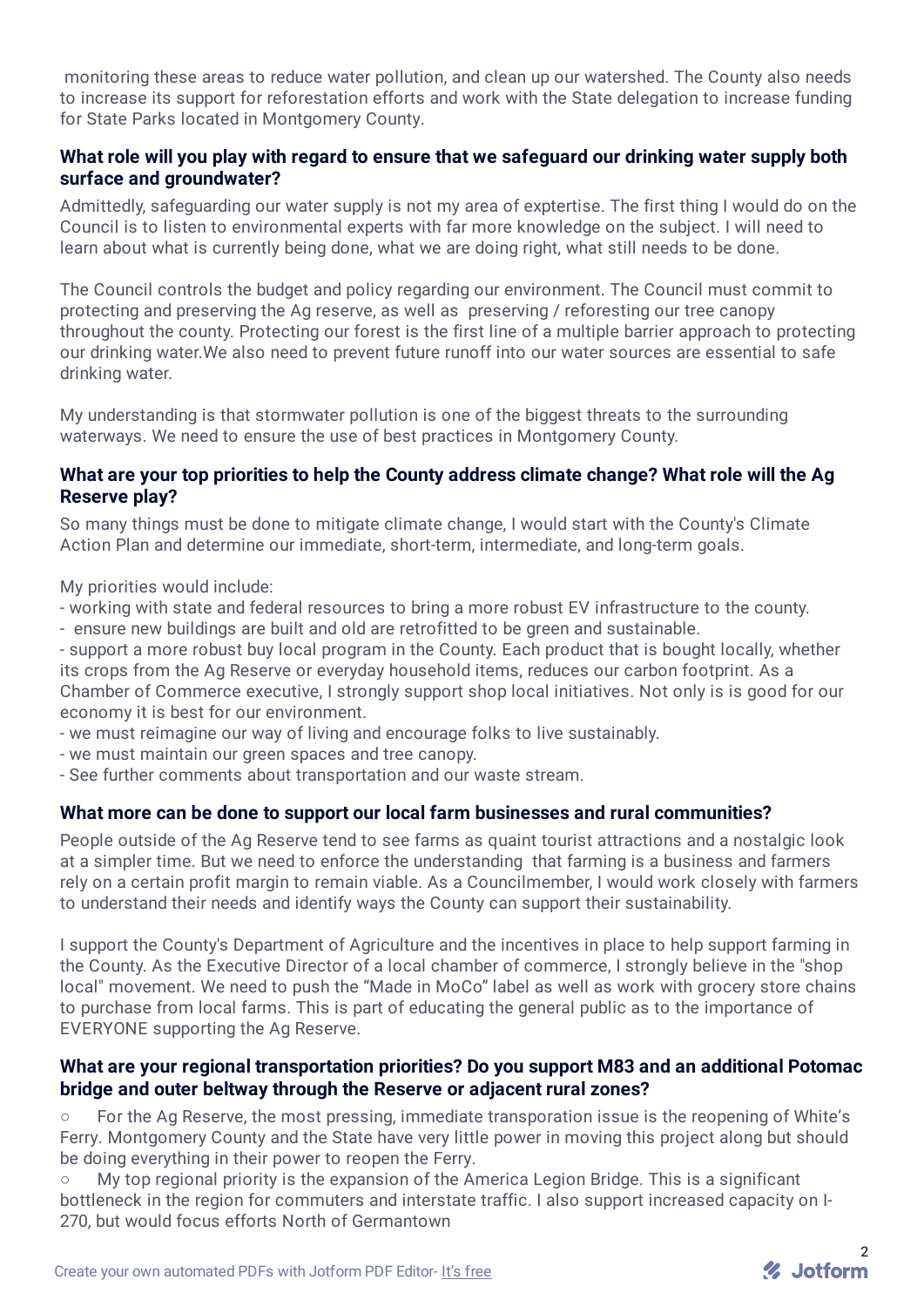monitoring these areas to reduce water pollution, and clean up our watershed. The County also needs to increase its support for reforestation efforts and work with the State delegation to increase funding for State Parks located in Montgomery County.

**What role will you play with regard to ensure that we safeguard our drinking water supply both surface and groundwater?**

Admittedly, safeguarding our water supply is not my area of exptertise. The first thing I would do on the Council is to listen to environmental experts with far more knowledge on the subject. I will need to learn about what is currently being done, what we are doing right, what still needs to be done.

The Council controls the budget and policy regarding our environment. The Council must commit to protecting and preserving the Ag reserve, as well as preserving / reforesting our tree canopy throughout the county. Protecting our forest is the first line of a multiple barrier approach to protecting our drinking water.We also need to prevent future runoff into our water sources are essential to safe drinking water.

My understanding is that stormwater pollution is one of the biggest threats to the surrounding waterways. We need to ensure the use of best practices in Montgomery County.

**What are your top priorities to help the County address climate change? What role will the Ag Reserve play?**

So many things must be done to mitigate climate change, I would start with the County's Climate Action Plan and determine our immediate, short-term, intermediate, and long-term goals.

My priorities would include:

- working with state and federal resources to bring a more robust EV infrastructure to the county.
- ensure new buildings are built and old are retrofitted to be green and sustainable.
- support a more robust buy local program in the County. Each product that is bought locally, whether its crops from the Ag Reserve or everyday household items, reduces our carbon footprint. As a Chamber of Commerce executive, I strongly support shop local initiatives. Not only is is good for our economy it is best for our environment.
- we must reimagine our way of living and encourage folks to live sustainably.
- we must maintain our green spaces and tree canopy.
- See further comments about transportation and our waste stream.

**What more can be done to support our local farm businesses and rural communities?**

People outside of the Ag Reserve tend to see farms as quaint tourist attractions and a nostalgic look at a simpler time. But we need to enforce the understanding that farming is a business and farmers rely on a certain profit margin to remain viable. As a Councilmember, I would work closely with farmers to understand their needs and identify ways the County can support their sustainability.

I support the County's Department of Agriculture and the incentives in place to help support farming in the County. As the Executive Director of a local chamber of commerce, I strongly believe in the "shop local" movement. We need to push the "Made in MoCo" label as well as work with grocery store chains to purchase from local farms. This is part of educating the general public as to the importance of EVERYONE supporting the Ag Reserve.

**What are your regional transportation priorities? Do you support M83 and an additional Potomac bridge and outer beltway through the Reserve or adjacent rural zones?**

- For the Ag Reserve, the most pressing, immediate transporation issue is the reopening of White's Ferry. Montgomery County and the State have very little power in moving this project along but should be doing everything in their power to reopen the Ferry.
- My top regional priority is the expansion of the America Legion Bridge. This is a significant bottleneck in the region for commuters and interstate traffic. I also support increased capacity on I-270, but would focus efforts North of Germantown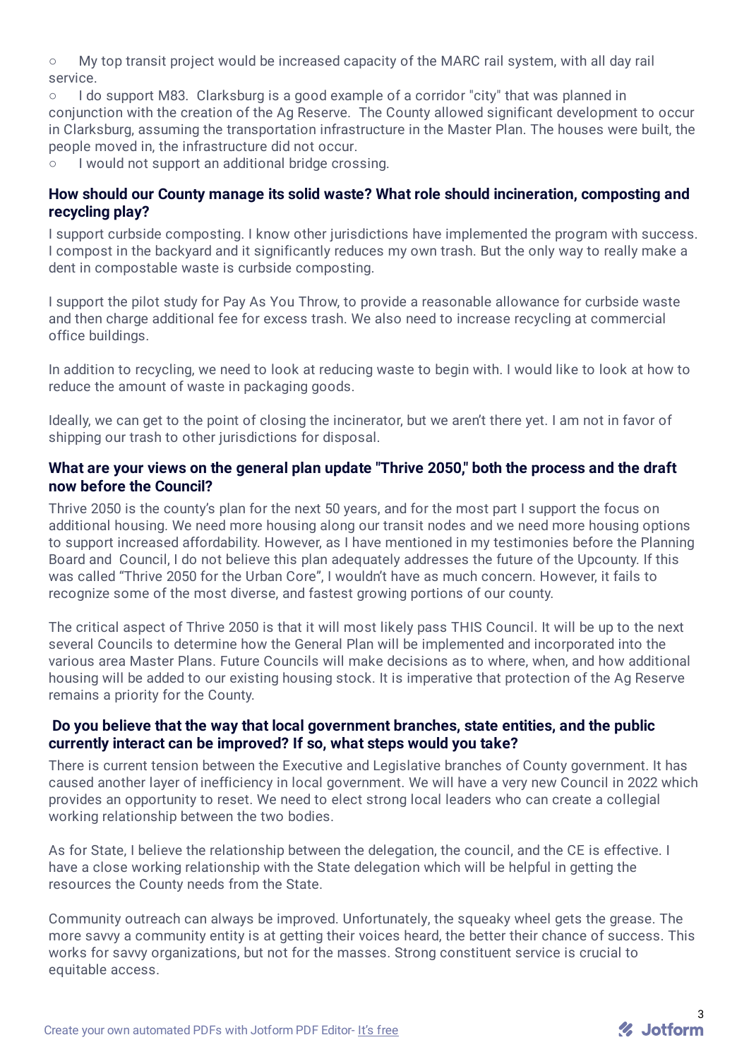- My top transit project would be increased capacity of the MARC rail system, with all day rail service.
- I do support M83. Clarksburg is a good example of a corridor "city" that was planned in conjunction with the creation of the Ag Reserve. The County allowed significant development to occur in Clarksburg, assuming the transportation infrastructure in the Master Plan. The houses were built, the people moved in, the infrastructure did not occur.
- I would not support an additional bridge crossing.

### How should our County manage its solid waste? What role should incineration, composting and recycling play?

I support curbside composting. I know other jurisdictions have implemented the program with success. I compost in the backyard and it significantly reduces my own trash. But the only way to really make a dent in compostable waste is curbside composting.

I support the pilot study for Pay As You Throw, to provide a reasonable allowance for curbside waste and then charge additional fee for excess trash. We also need to increase recycling at commercial office buildings.

In addition to recycling, we need to look at reducing waste to begin with. I would like to look at how to reduce the amount of waste in packaging goods.

Ideally, we can get to the point of closing the incinerator, but we aren't there yet. I am not in favor of shipping our trash to other jurisdictions for disposal.

### What are your views on the general plan update "Thrive 2050," both the process and the draft now before the Council?

Thrive 2050 is the county's plan for the next 50 years, and for the most part I support the focus on additional housing. We need more housing along our transit nodes and we need more housing options to support increased affordability. However, as I have mentioned in my testimonies before the Planning Board and Council, I do not believe this plan adequately addresses the future of the Upcounty. If this was called "Thrive 2050 for the Urban Core", I wouldn't have as much concern. However, it fails to recognize some of the most diverse, and fastest growing portions of our county.

The critical aspect of Thrive 2050 is that it will most likely pass THIS Council. It will be up to the next several Councils to determine how the General Plan will be implemented and incorporated into the various area Master Plans. Future Councils will make decisions as to where, when, and how additional housing will be added to our existing housing stock. It is imperative that protection of the Ag Reserve remains a priority for the County.

### Do you believe that the way that local government branches, state entities, and the public currently interact can be improved? If so, what steps would you take?

There is current tension between the Executive and Legislative branches of County government. It has caused another layer of inefficiency in local government. We will have a very new Council in 2022 which provides an opportunity to reset. We need to elect strong local leaders who can create a collegial working relationship between the two bodies.

As for State, I believe the relationship between the delegation, the council, and the CE is effective. I have a close working relationship with the State delegation which will be helpful in getting the resources the County needs from the State.

Community outreach can always be improved. Unfortunately, the squeaky wheel gets the grease. The more savvy a community entity is at getting their voices heard, the better their chance of success. This works for savvy organizations, but not for the masses. Strong constituent service is crucial to equitable access.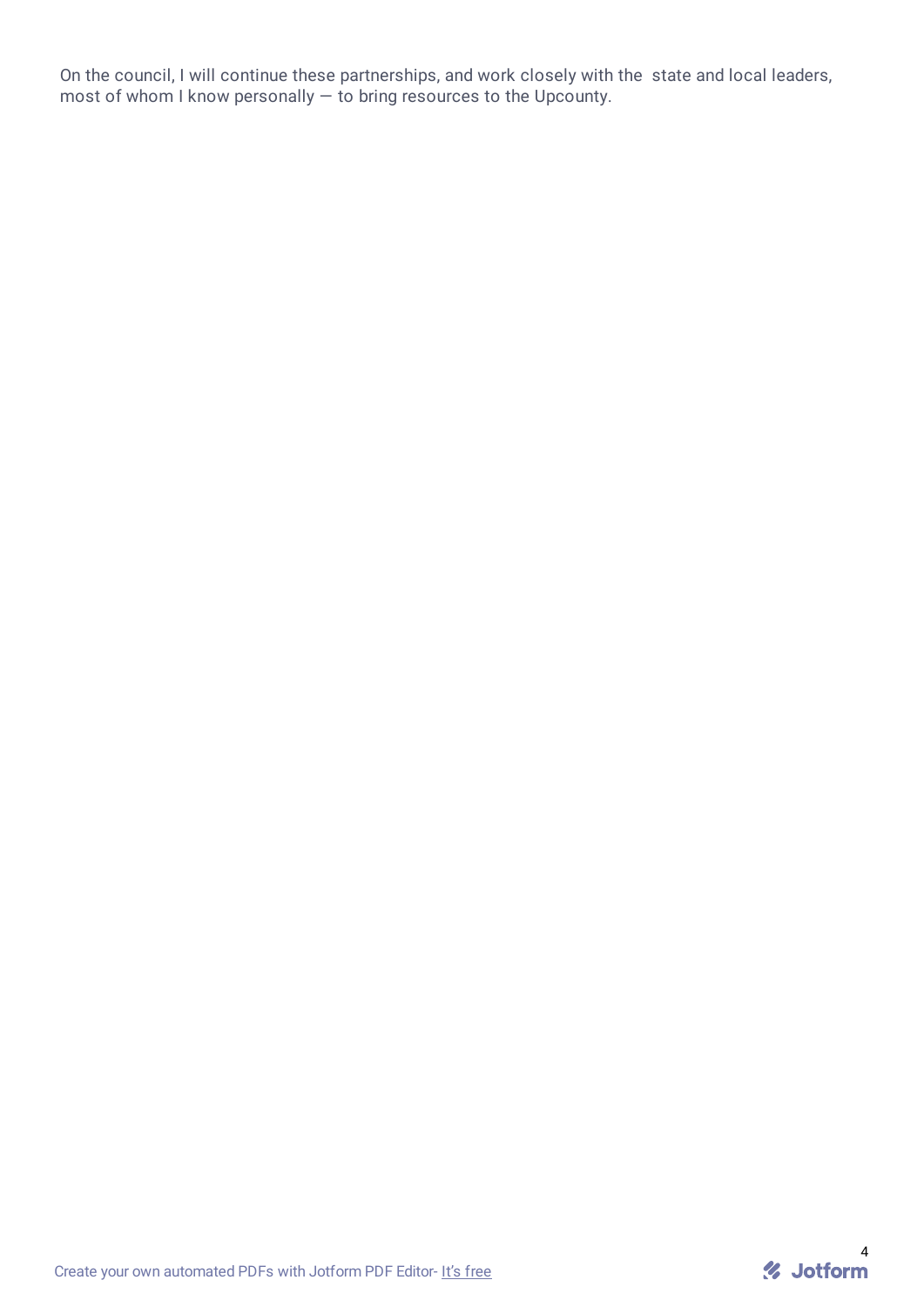On the council, I will continue these partnerships, and work closely with the  state and local leaders, most of whom I know personally — to bring resources to the Upcounty.